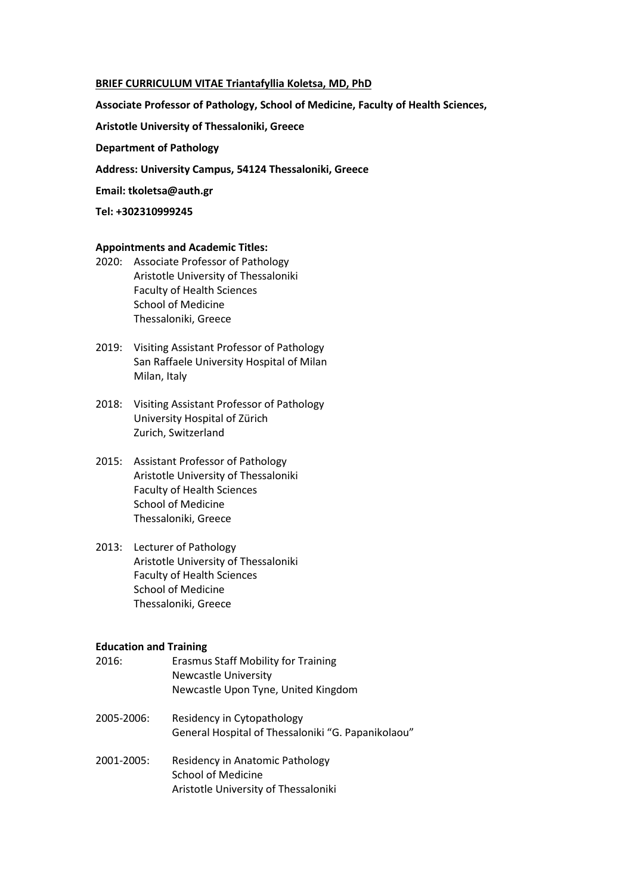**<u>BRIEF CURRICULUM VITAE Triantafyllia Koletsa, MD, PhD</u>**

**Associate Professor of Pathology, School of Medicine, Faculty of Health Sciences,**

**Aristotle University of Thessaloniki, Greece**

**Department of Pathology**

**Address: University Campus, 54124 Thessaloniki, Greece**

**Email: tkoletsa@auth.gr**

**Tel: +302310999245**

**Appointments and Academic Titles:**

2020: Associate Professor of Pathology
Aristotle University of Thessaloniki
Faculty of Health Sciences
School of Medicine
Thessaloniki, Greece

2019: Visiting Assistant Professor of Pathology
San Raffaele University Hospital of Milan
Milan, Italy

2018: Visiting Assistant Professor of Pathology
University Hospital of Zürich
Zurich, Switzerland

2015: Assistant Professor of Pathology
Aristotle University of Thessaloniki
Faculty of Health Sciences
School of Medicine
Thessaloniki, Greece

2013: Lecturer of Pathology
Aristotle University of Thessaloniki
Faculty of Health Sciences
School of Medicine
Thessaloniki, Greece

**Education and Training**

2016: Erasmus Staff Mobility for Training
Newcastle University
Newcastle Upon Tyne, United Kingdom

2005-2006: Residency in Cytopathology
General Hospital of Thessaloniki "G. Papanikolaou"

2001-2005: Residency in Anatomic Pathology
School of Medicine
Aristotle University of Thessaloniki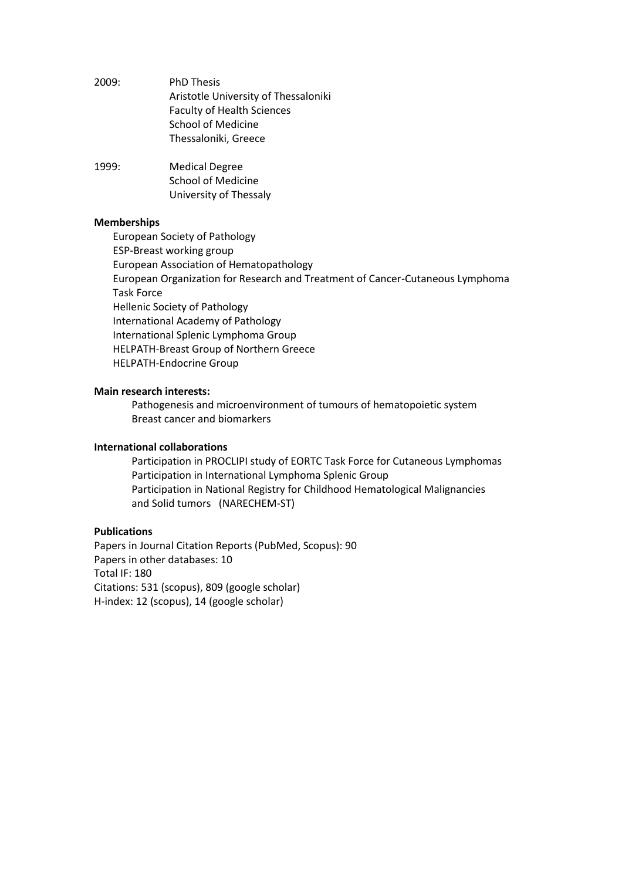2009: PhD Thesis
Aristotle University of Thessaloniki
Faculty of Health Sciences
School of Medicine
Thessaloniki, Greece

1999: Medical Degree
School of Medicine
University of Thessaly

**Memberships**

European Society of Pathology
ESP-Breast working group
European Association of Hematopathology
European Organization for Research and Treatment of Cancer-Cutaneous Lymphoma Task Force
Hellenic Society of Pathology
International Academy of Pathology
International Splenic Lymphoma Group
HELPATH-Breast Group of Northern Greece
HELPATH-Endocrine Group

**Main research interests:**

Pathogenesis and microenvironment of tumours of hematopoietic system
Breast cancer and biomarkers

**International collaborations**

Participation in PROCLIPI study of EORTC Task Force for Cutaneous Lymphomas
Participation in International Lymphoma Splenic Group
Participation in National Registry for Childhood Hematological Malignancies and Solid tumors (NARECHEM-ST)

**Publications**

Papers in Journal Citation Reports (PubMed, Scopus): 90
Papers in other databases: 10
Total IF: 180
Citations: 531 (scopus), 809 (google scholar)
H-index: 12 (scopus), 14 (google scholar)